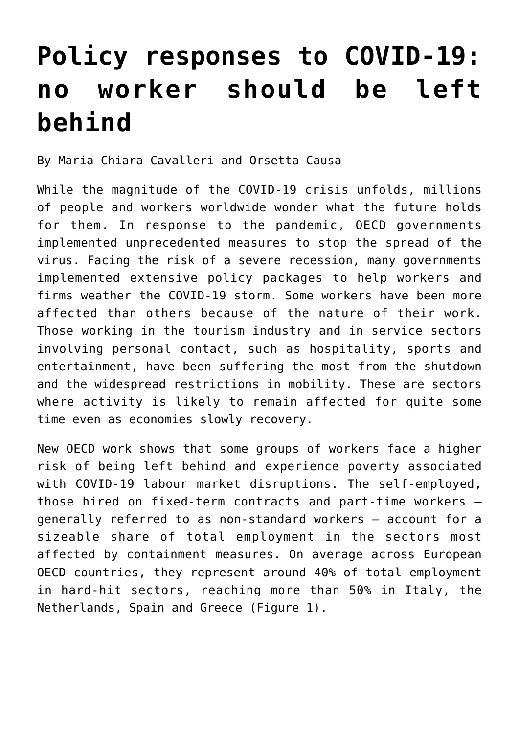# Policy responses to COVID-19: no worker should be left behind

By Maria Chiara Cavalleri and Orsetta Causa

While the magnitude of the COVID-19 crisis unfolds, millions of people and workers worldwide wonder what the future holds for them. In response to the pandemic, OECD governments implemented unprecedented measures to stop the spread of the virus. Facing the risk of a severe recession, many governments implemented extensive policy packages to help workers and firms weather the COVID-19 storm. Some workers have been more affected than others because of the nature of their work. Those working in the tourism industry and in service sectors involving personal contact, such as hospitality, sports and entertainment, have been suffering the most from the shutdown and the widespread restrictions in mobility. These are sectors where activity is likely to remain affected for quite some time even as economies slowly recovery.

New OECD work shows that some groups of workers face a higher risk of being left behind and experience poverty associated with COVID-19 labour market disruptions. The self-employed, those hired on fixed-term contracts and part-time workers – generally referred to as non-standard workers – account for a sizeable share of total employment in the sectors most affected by containment measures. On average across European OECD countries, they represent around 40% of total employment in hard-hit sectors, reaching more than 50% in Italy, the Netherlands, Spain and Greece (Figure 1).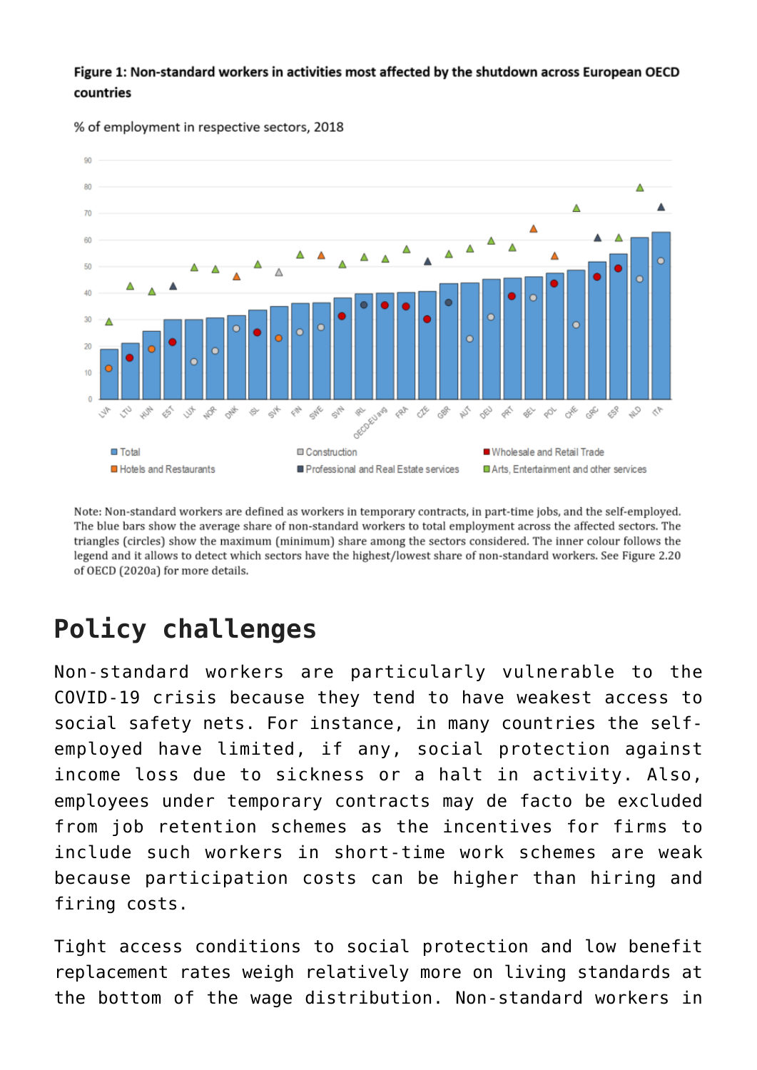**Figure 1: Non-standard workers in activities most affected by the shutdown across European OECD countries**

% of employment in respective sectors, 2018

Note: Non-standard workers are defined as workers in temporary contracts, in part-time jobs, and the self-employed. The blue bars show the average share of non-standard workers to total employment across the affected sectors. The triangles (circles) show the maximum (minimum) share among the sectors considered. The inner colour follows the legend and it allows to detect which sectors have the highest/lowest share of non-standard workers. See Figure 2.20 of OECD (2020a) for more details.

## Policy challenges

Non-standard workers are particularly vulnerable to the COVID-19 crisis because they tend to have weakest access to social safety nets. For instance, in many countries the self-employed have limited, if any, social protection against income loss due to sickness or a halt in activity. Also, employees under temporary contracts may de facto be excluded from job retention schemes as the incentives for firms to include such workers in short-time work schemes are weak because participation costs can be higher than hiring and firing costs.

Tight access conditions to social protection and low benefit replacement rates weigh relatively more on living standards at the bottom of the wage distribution. Non-standard workers in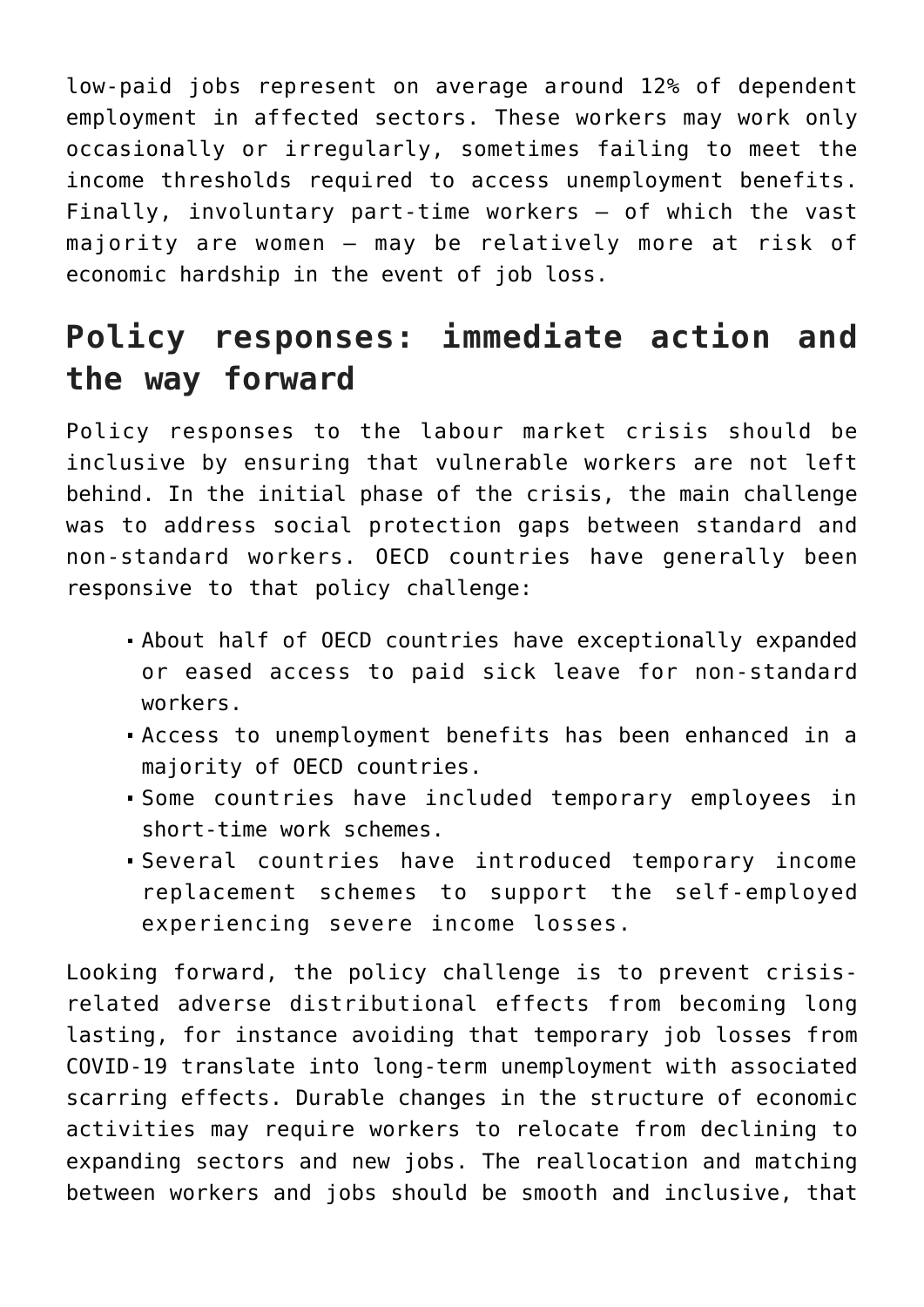low-paid jobs represent on average around 12% of dependent employment in affected sectors. These workers may work only occasionally or irregularly, sometimes failing to meet the income thresholds required to access unemployment benefits. Finally, involuntary part-time workers – of which the vast majority are women – may be relatively more at risk of economic hardship in the event of job loss.

## Policy responses: immediate action and the way forward

Policy responses to the labour market crisis should be inclusive by ensuring that vulnerable workers are not left behind. In the initial phase of the crisis, the main challenge was to address social protection gaps between standard and non-standard workers. OECD countries have generally been responsive to that policy challenge:

- About half of OECD countries have exceptionally expanded or eased access to paid sick leave for non-standard workers.
- Access to unemployment benefits has been enhanced in a majority of OECD countries.
- Some countries have included temporary employees in short-time work schemes.
- Several countries have introduced temporary income replacement schemes to support the self-employed experiencing severe income losses.

Looking forward, the policy challenge is to prevent crisis-related adverse distributional effects from becoming long lasting, for instance avoiding that temporary job losses from COVID-19 translate into long-term unemployment with associated scarring effects. Durable changes in the structure of economic activities may require workers to relocate from declining to expanding sectors and new jobs. The reallocation and matching between workers and jobs should be smooth and inclusive, that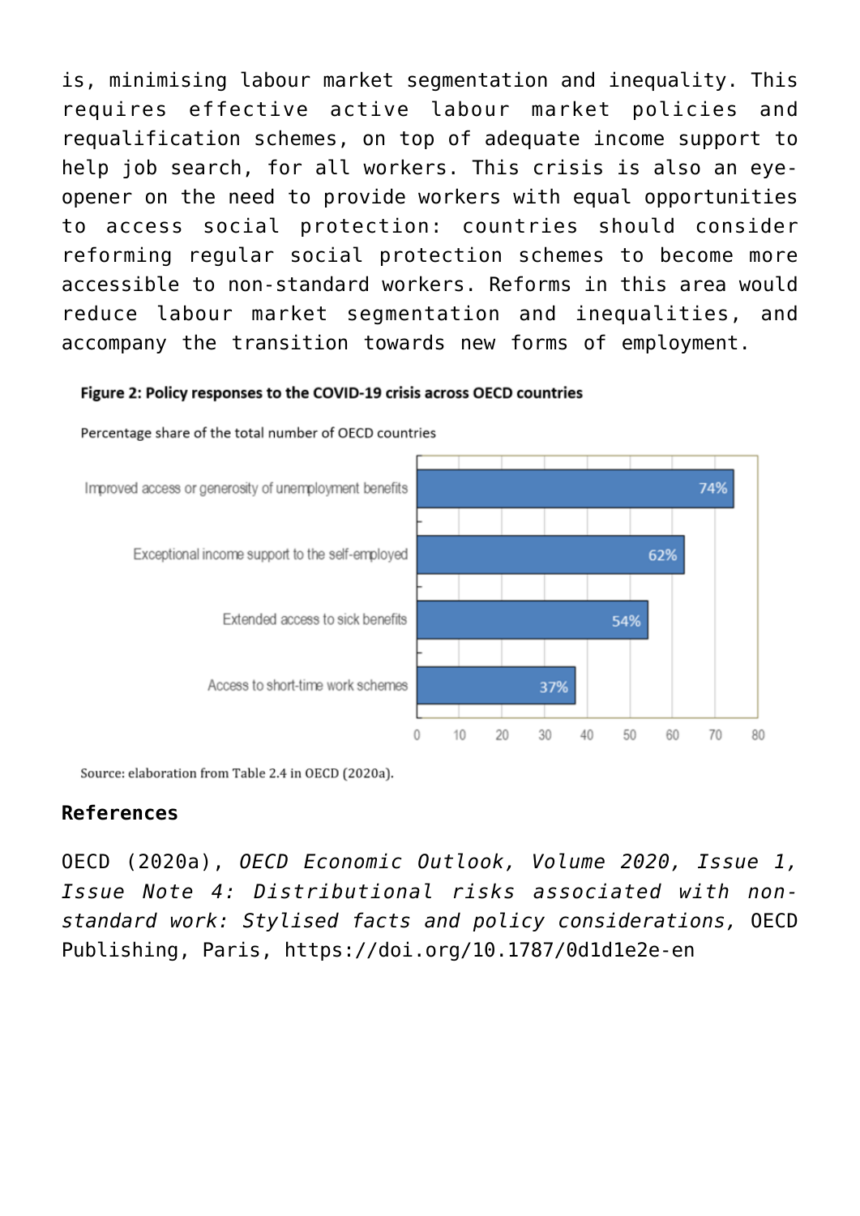is, minimising labour market segmentation and inequality. This requires effective active labour market policies and requalification schemes, on top of adequate income support to help job search, for all workers. This crisis is also an eye-opener on the need to provide workers with equal opportunities to access social protection: countries should consider reforming regular social protection schemes to become more accessible to non-standard workers. Reforms in this area would reduce labour market segmentation and inequalities, and accompany the transition towards new forms of employment.

**Figure 2: Policy responses to the COVID-19 crisis across OECD countries**

Percentage share of the total number of OECD countries

Improved access or generosity of unemployment benefits 74%

Exceptional income support to the self-employed 62%

Extended access to sick benefits 54%

Access to short-time work schemes 37%

0 10 20 30 40 50 60 70 80

Source: elaboration from Table 2.4 in OECD (2020a).

**References**

OECD (2020a), *OECD Economic Outlook, Volume 2020, Issue 1, Issue Note 4: Distributional risks associated with non-standard work: Stylised facts and policy considerations,* OECD Publishing, Paris, https://doi.org/10.1787/0d1d1e2e-en